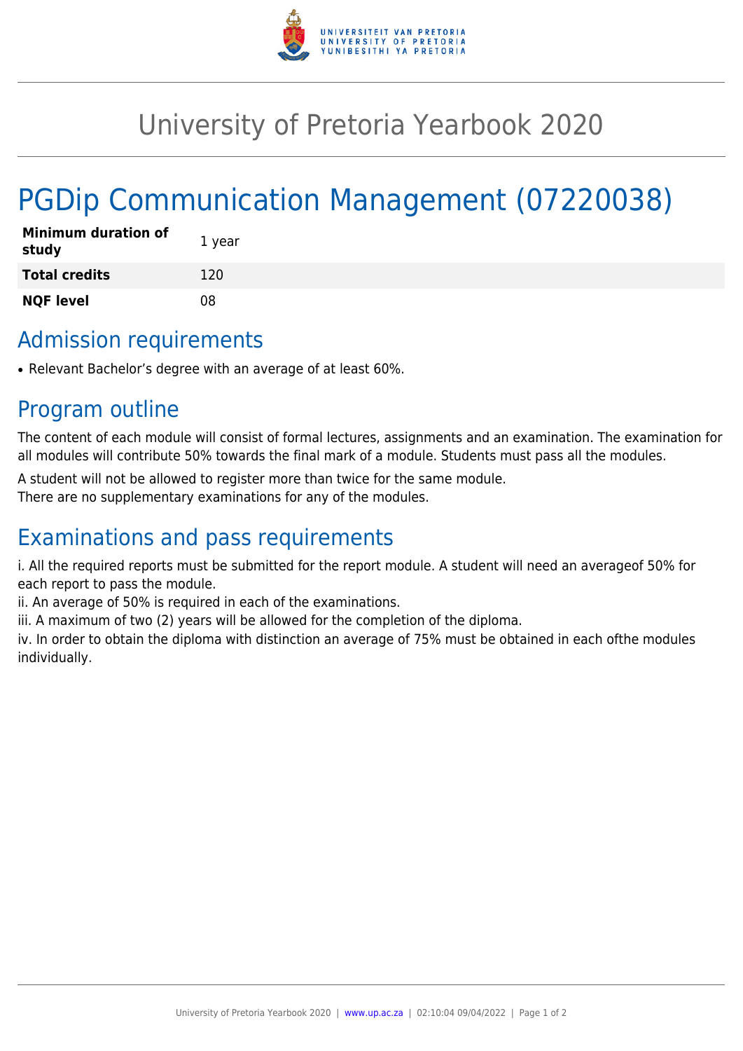# University of Pretoria Yearbook 2020

# PGDip Communication Management (07220038)

| | |
|---|---|
| **Minimum duration of study** | 1 year |
| **Total credits** | 120 |
| **NQF level** | 08 |

## Admission requirements

- Relevant Bachelor's degree with an average of at least 60%.

## Program outline

The content of each module will consist of formal lectures, assignments and an examination. The examination for all modules will contribute 50% towards the final mark of a module. Students must pass all the modules.

A student will not be allowed to register more than twice for the same module.
There are no supplementary examinations for any of the modules.

## Examinations and pass requirements

i. All the required reports must be submitted for the report module. A student will need an averageof 50% for each report to pass the module.
ii. An average of 50% is required in each of the examinations.
iii. A maximum of two (2) years will be allowed for the completion of the diploma.
iv. In order to obtain the diploma with distinction an average of 75% must be obtained in each ofthe modules individually.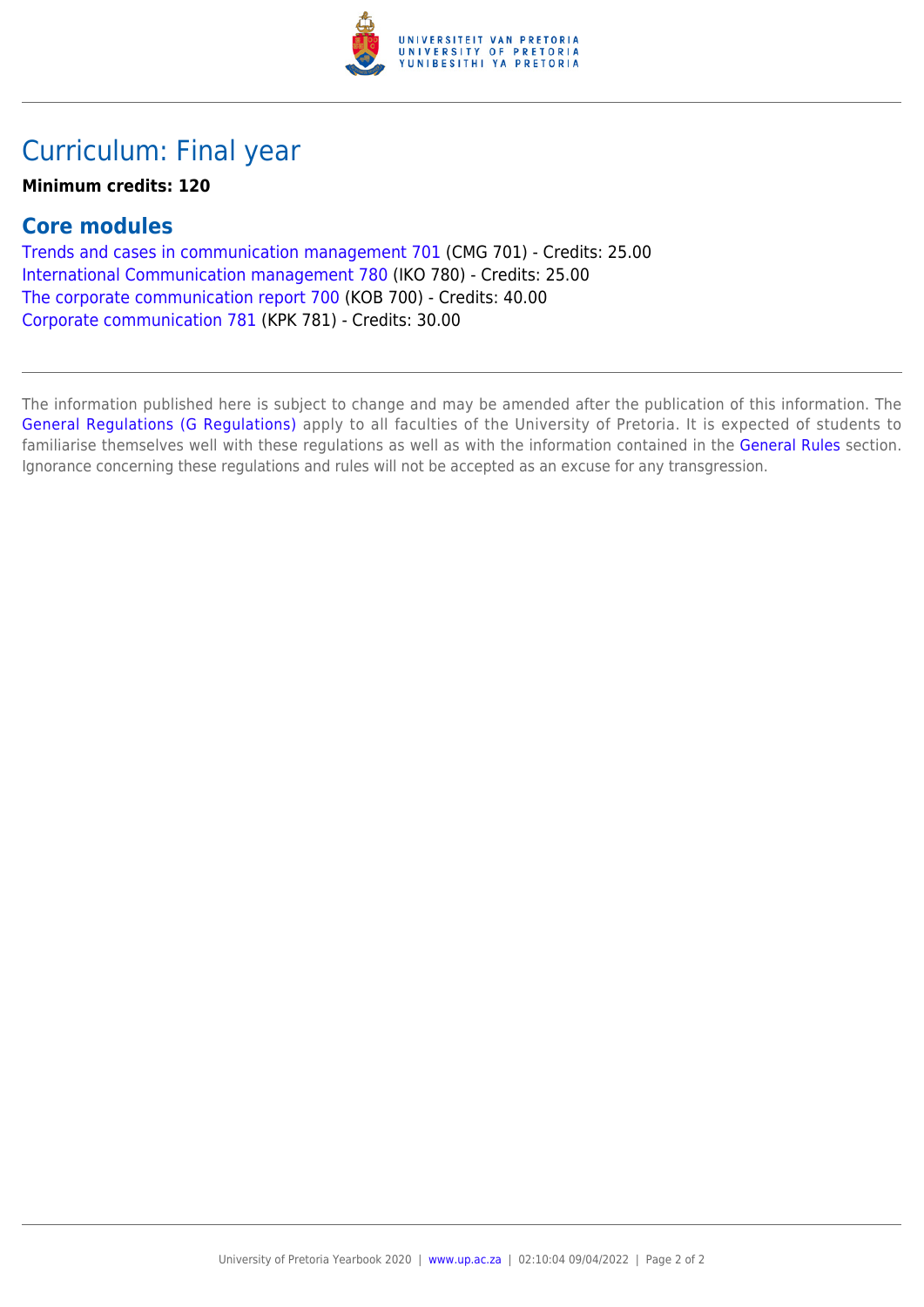# Curriculum: Final year

**Minimum credits: 120**

## Core modules

Trends and cases in communication management 701 (CMG 701) - Credits: 25.00
International Communication management 780 (IKO 780) - Credits: 25.00
The corporate communication report 700 (KOB 700) - Credits: 40.00
Corporate communication 781 (KPK 781) - Credits: 30.00

The information published here is subject to change and may be amended after the publication of this information. The General Regulations (G Regulations) apply to all faculties of the University of Pretoria. It is expected of students to familiarise themselves well with these regulations as well as with the information contained in the General Rules section. Ignorance concerning these regulations and rules will not be accepted as an excuse for any transgression.